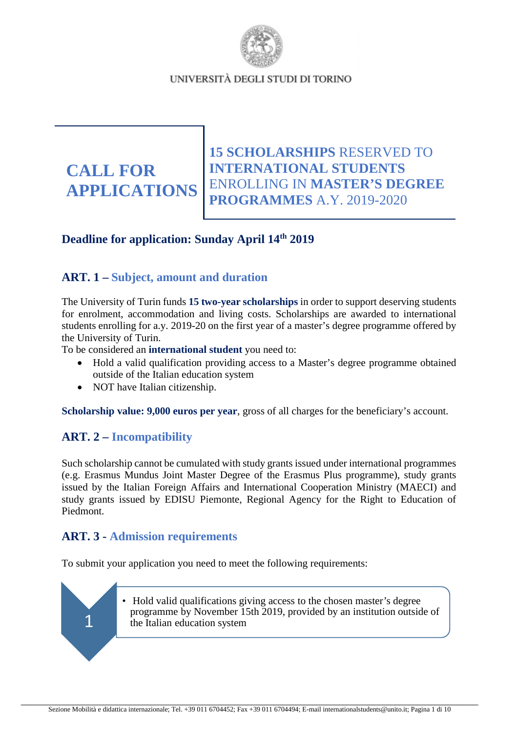UNIVERSITÀ DEGLI STUDI DI TORINO

# CALL FOR APPLICATIONS

# 15 SCHOLARSHIPS RESERVED TO INTERNATIONAL STUDENTS ENROLLING IN MASTER'S DEGREE PROGRAMMES A.Y. 2019-2020

### Deadline for application: Sunday April 14th 2019

## ART. 1 – Subject, amount and duration

The University of Turin funds **15 two-year scholarships** in order to support deserving students for enrolment, accommodation and living costs. Scholarships are awarded to international students enrolling for a.y. 2019-20 on the first year of a master's degree programme offered by the University of Turin.

To be considered an **international student** you need to:

- Hold a valid qualification providing access to a Master's degree programme obtained outside of the Italian education system
- NOT have Italian citizenship.

**Scholarship value: 9,000 euros per year**, gross of all charges for the beneficiary's account.

## ART. 2 – Incompatibility

Such scholarship cannot be cumulated with study grants issued under international programmes (e.g. Erasmus Mundus Joint Master Degree of the Erasmus Plus programme), study grants issued by the Italian Foreign Affairs and International Cooperation Ministry (MAECI) and study grants issued by EDISU Piemonte, Regional Agency for the Right to Education of Piedmont.

## ART. 3 - Admission requirements

To submit your application you need to meet the following requirements:

1. - Hold valid qualifications giving access to the chosen master's degree programme by November 15th 2019, provided by an institution outside of the Italian education system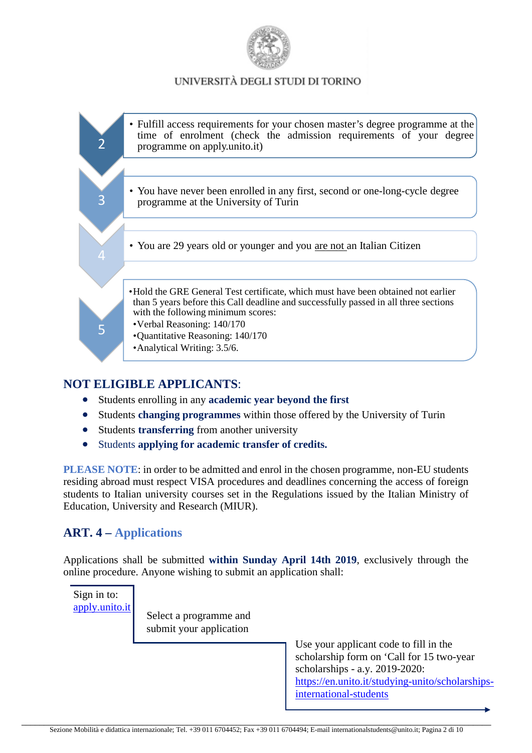UNIVERSITÀ DEGLI STUDI DI TORINO

2. Fulfill access requirements for your chosen master's degree programme at the time of enrolment (check the admission requirements of your degree programme on apply.unito.it)

3. You have never been enrolled in any first, second or one-long-cycle degree programme at the University of Turin

4. You are 29 years old or younger and you are not an Italian Citizen

5. Hold the GRE General Test certificate, which must have been obtained not earlier than 5 years before this Call deadline and successfully passed in all three sections with the following minimum scores:
   - Verbal Reasoning: 140/170
   - Quantitative Reasoning: 140/170
   - Analytical Writing: 3.5/6.

## NOT ELIGIBLE APPLICANTS:

- Students enrolling in any **academic year beyond the first**
- Students **changing programmes** within those offered by the University of Turin
- Students **transferring** from another university
- Students **applying for academic transfer of credits.**

**PLEASE NOTE**: in order to be admitted and enrol in the chosen programme, non-EU students residing abroad must respect VISA procedures and deadlines concerning the access of foreign students to Italian university courses set in the Regulations issued by the Italian Ministry of Education, University and Research (MIUR).

## ART. 4 – Applications

Applications shall be submitted **within Sunday April 14th 2019**, exclusively through the online procedure. Anyone wishing to submit an application shall:

1. Sign in to: apply.unito.it
2. Select a programme and submit your application
3. Use your applicant code to fill in the scholarship form on 'Call for 15 two-year scholarships - a.y. 2019-2020: https://en.unito.it/studying-unito/scholarships-international-students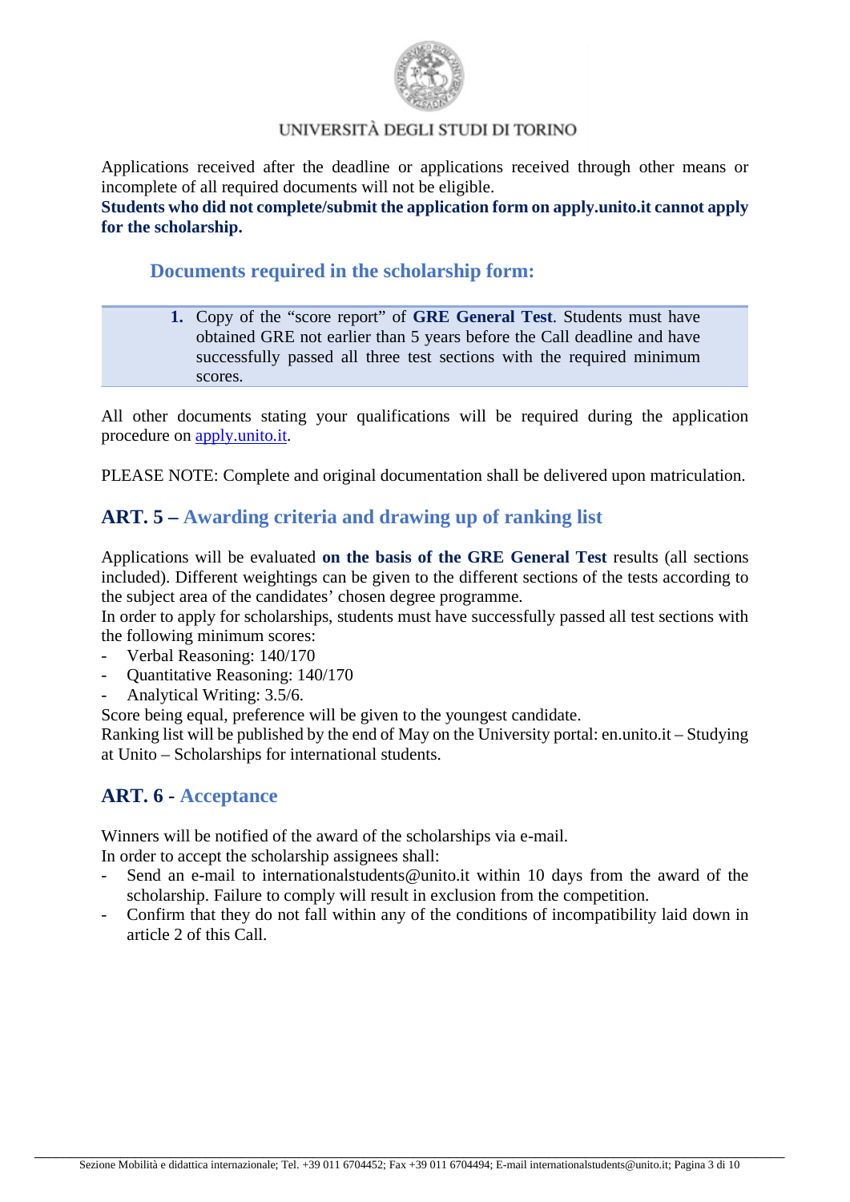Applications received after the deadline or applications received through other means or incomplete of all required documents will not be eligible.
**Students who did not complete/submit the application form on apply.unito.it cannot apply for the scholarship.**

### Documents required in the scholarship form:

1. Copy of the "score report" of **GRE General Test**. Students must have obtained GRE not earlier than 5 years before the Call deadline and have successfully passed all three test sections with the required minimum scores.

All other documents stating your qualifications will be required during the application procedure on [apply.unito.it](apply.unito.it).

PLEASE NOTE: Complete and original documentation shall be delivered upon matriculation.

## ART. 5 – Awarding criteria and drawing up of ranking list

Applications will be evaluated **on the basis of the GRE General Test** results (all sections included). Different weightings can be given to the different sections of the tests according to the subject area of the candidates' chosen degree programme.
In order to apply for scholarships, students must have successfully passed all test sections with the following minimum scores:

- Verbal Reasoning: 140/170
- Quantitative Reasoning: 140/170
- Analytical Writing: 3.5/6.

Score being equal, preference will be given to the youngest candidate.
Ranking list will be published by the end of May on the University portal: en.unito.it – Studying at Unito – Scholarships for international students.

## ART. 6 - Acceptance

Winners will be notified of the award of the scholarships via e-mail.
In order to accept the scholarship assignees shall:

- Send an e-mail to internationalstudents@unito.it within 10 days from the award of the scholarship. Failure to comply will result in exclusion from the competition.
- Confirm that they do not fall within any of the conditions of incompatibility laid down in article 2 of this Call.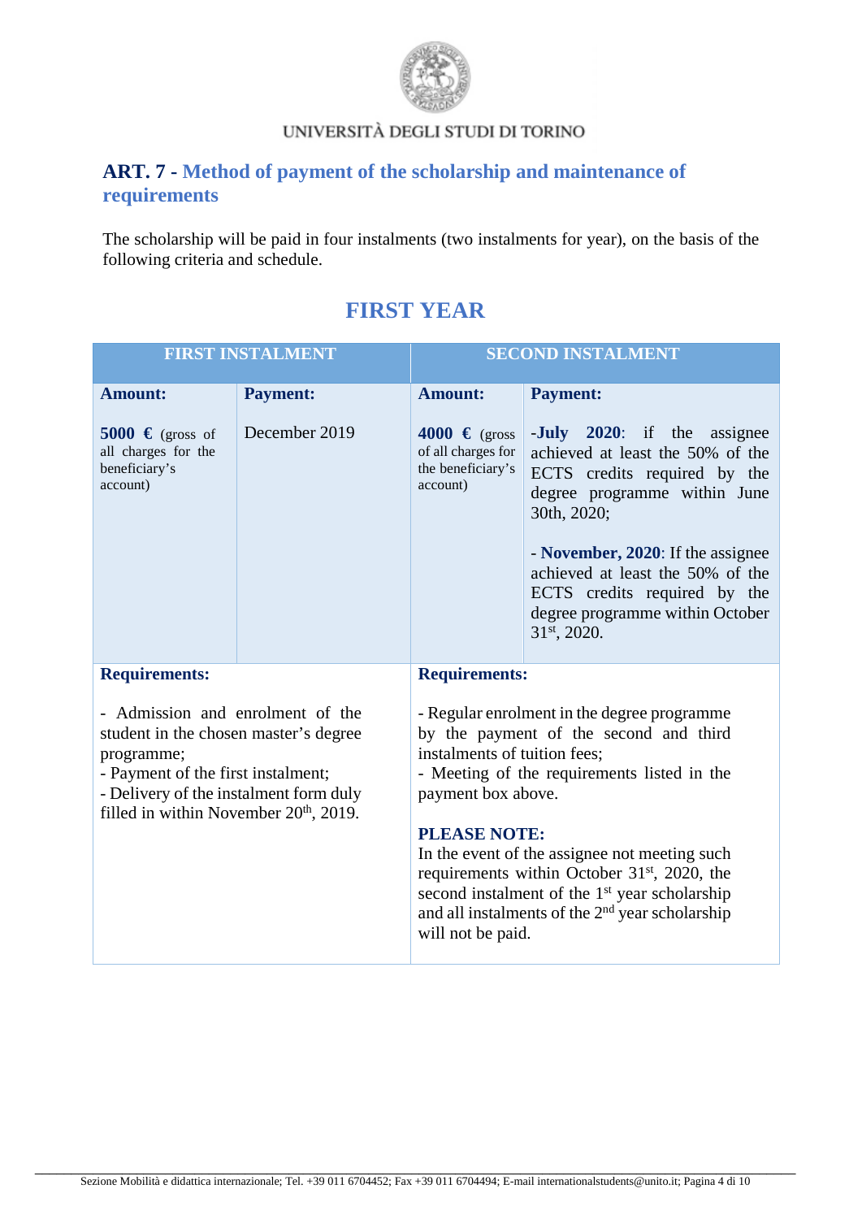UNIVERSITÀ DEGLI STUDI DI TORINO

## ART. 7 - Method of payment of the scholarship and maintenance of requirements

The scholarship will be paid in four instalments (two instalments for year), on the basis of the following criteria and schedule.

## FIRST YEAR

| FIRST INSTALMENT | | SECOND INSTALMENT | |
|---|---|---|---|
| **Amount:** | **Payment:** | **Amount:** | **Payment:** |
| **5000 €** (gross of all charges for the beneficiary's account) | December 2019 | **4000 €** (gross of all charges for the beneficiary's account) | **-July 2020**: if the assignee achieved at least the 50% of the ECTS credits required by the degree programme within June 30th, 2020;<br><br>- **November, 2020**: If the assignee achieved at least the 50% of the ECTS credits required by the degree programme within October 31st, 2020. |
| **Requirements:**<br><br>- Admission and enrolment of the student in the chosen master's degree programme;<br>- Payment of the first instalment;<br>- Delivery of the instalment form duly filled in within November 20th, 2019. | | **Requirements:**<br><br>- Regular enrolment in the degree programme by the payment of the second and third instalments of tuition fees;<br>- Meeting of the requirements listed in the payment box above.<br><br>**PLEASE NOTE:**<br>In the event of the assignee not meeting such requirements within October 31st, 2020, the second instalment of the 1st year scholarship and all instalments of the 2nd year scholarship will not be paid. | |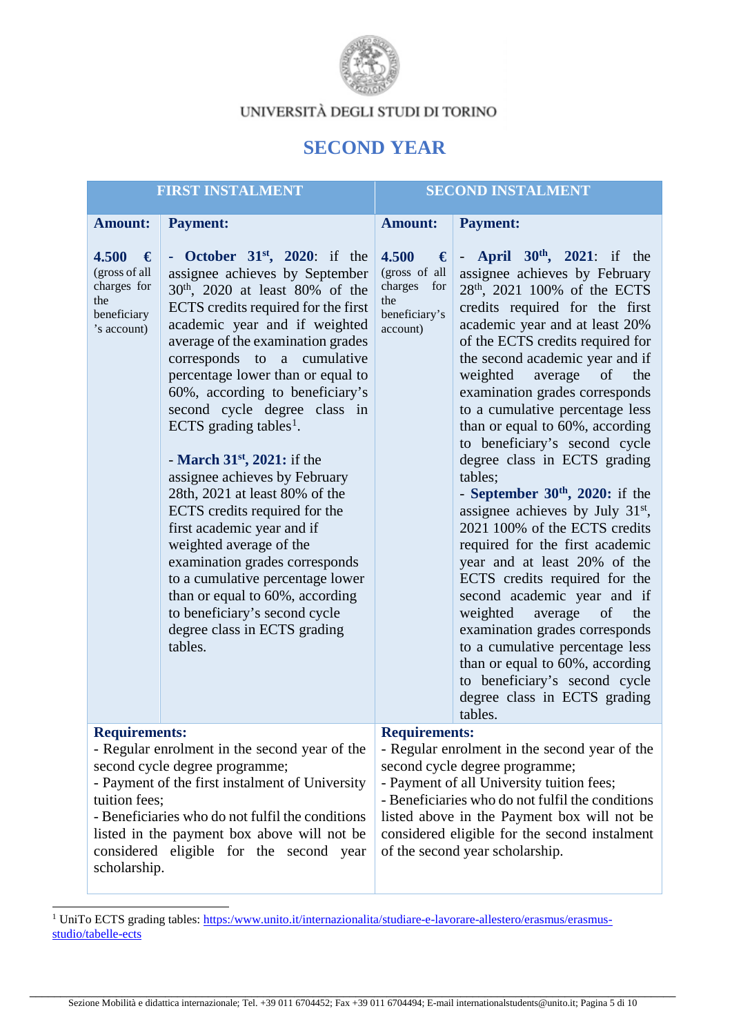UNIVERSITÀ DEGLI STUDI DI TORINO

## SECOND YEAR

| FIRST INSTALMENT | | SECOND INSTALMENT | |
|---|---|---|---|
| **Amount:** | **Payment:** | **Amount:** | **Payment:** |
| **4.500 €** (gross of all charges for the beneficiary's account) | - **October 31st, 2020**: if the assignee achieves by September 30th, 2020 at least 80% of the ECTS credits required for the first academic year and if weighted average of the examination grades corresponds to a cumulative percentage lower than or equal to 60%, according to beneficiary's second cycle degree class in ECTS grading tables[1].<br><br>- **March 31st, 2021:** if the assignee achieves by February 28th, 2021 at least 80% of the ECTS credits required for the first academic year and if weighted average of the examination grades corresponds to a cumulative percentage lower than or equal to 60%, according to beneficiary's second cycle degree class in ECTS grading tables. | **4.500 €** (gross of all charges for the beneficiary's account) | - **April 30th, 2021**: if the assignee achieves by February 28th, 2021 100% of the ECTS credits required for the first academic year and at least 20% of the ECTS credits required for the second academic year and if weighted average of the examination grades corresponds to a cumulative percentage less than or equal to 60%, according to beneficiary's second cycle degree class in ECTS grading tables;<br>- **September 30th, 2020:** if the assignee achieves by July 31st, 2021 100% of the ECTS credits required for the first academic year and at least 20% of the ECTS credits required for the second academic year and if weighted average of the examination grades corresponds to a cumulative percentage less than or equal to 60%, according to beneficiary's second cycle degree class in ECTS grading tables. |
| **Requirements:**<br>- Regular enrolment in the second year of the second cycle degree programme;<br>- Payment of the first instalment of University tuition fees;<br>- Beneficiaries who do not fulfil the conditions listed in the payment box above will not be considered eligible for the second year scholarship. | | **Requirements:**<br>- Regular enrolment in the second year of the second cycle degree programme;<br>- Payment of all University tuition fees;<br>- Beneficiaries who do not fulfil the conditions listed above in the Payment box will not be considered eligible for the second instalment of the second year scholarship. | |

[1] UniTo ECTS grading tables: https://www.unito.it/internazionalita/studiare-e-lavorare-allestero/erasmus/erasmus-studio/tabelle-ects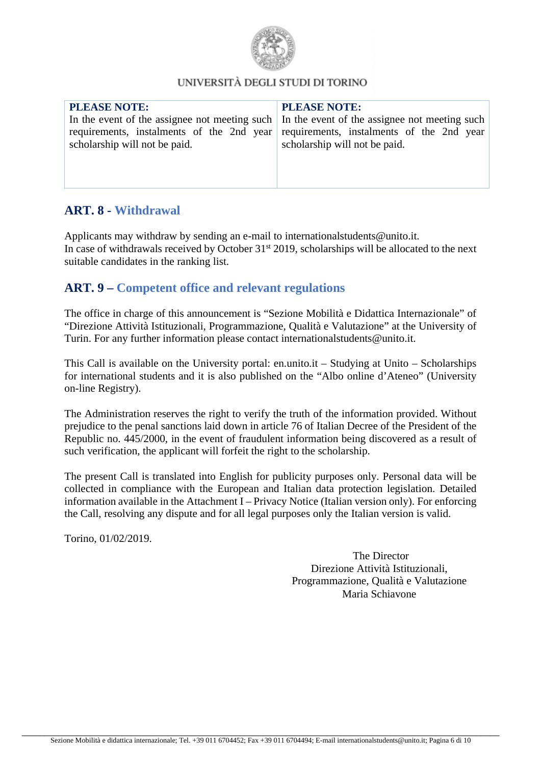| **PLEASE NOTE:** In the event of the assignee not meeting such requirements, instalments of the 2nd year scholarship will not be paid. | **PLEASE NOTE:** In the event of the assignee not meeting such requirements, instalments of the 2nd year scholarship will not be paid. |
|---|---|

## ART. 8 - Withdrawal

Applicants may withdraw by sending an e-mail to internationalstudents@unito.it.
In case of withdrawals received by October 31st 2019, scholarships will be allocated to the next suitable candidates in the ranking list.

## ART. 9 – Competent office and relevant regulations

The office in charge of this announcement is "Sezione Mobilità e Didattica Internazionale" of "Direzione Attività Istituzionali, Programmazione, Qualità e Valutazione" at the University of Turin. For any further information please contact internationalstudents@unito.it.

This Call is available on the University portal: en.unito.it – Studying at Unito – Scholarships for international students and it is also published on the "Albo online d'Ateneo" (University on-line Registry).

The Administration reserves the right to verify the truth of the information provided. Without prejudice to the penal sanctions laid down in article 76 of Italian Decree of the President of the Republic no. 445/2000, in the event of fraudulent information being discovered as a result of such verification, the applicant will forfeit the right to the scholarship.

The present Call is translated into English for publicity purposes only. Personal data will be collected in compliance with the European and Italian data protection legislation. Detailed information available in the Attachment I – Privacy Notice (Italian version only). For enforcing the Call, resolving any dispute and for all legal purposes only the Italian version is valid.

Torino, 01/02/2019.

The Director
Direzione Attività Istituzionali,
Programmazione, Qualità e Valutazione
Maria Schiavone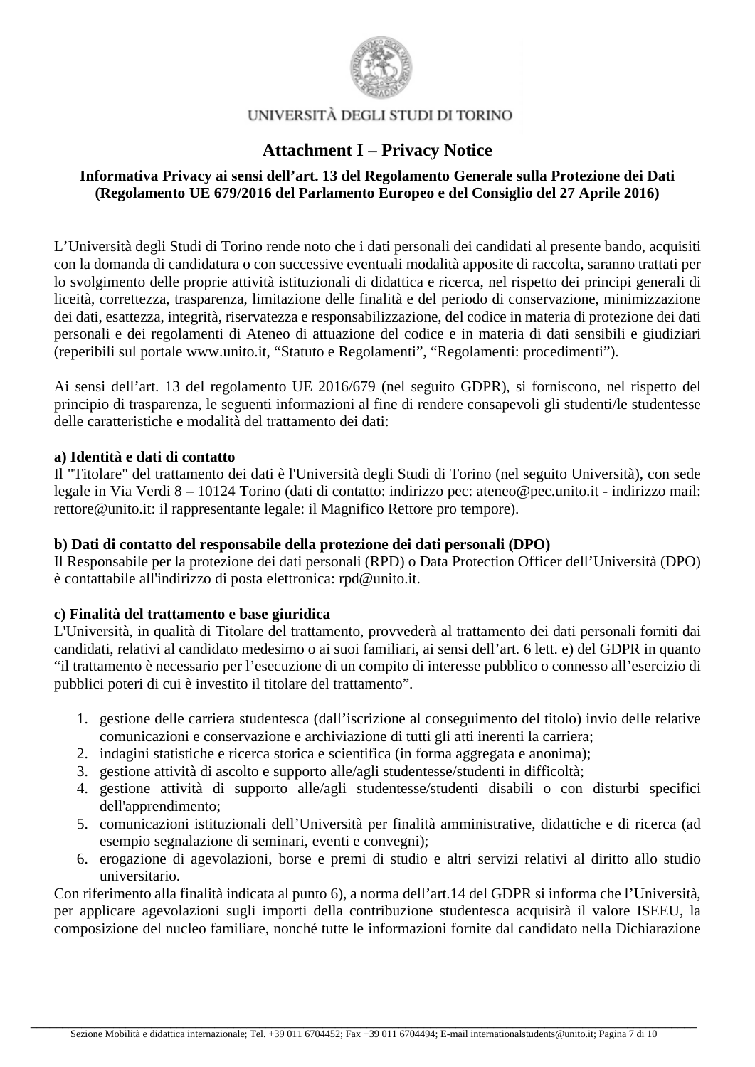UNIVERSITÀ DEGLI STUDI DI TORINO

# Attachment I – Privacy Notice

**Informativa Privacy ai sensi dell'art. 13 del Regolamento Generale sulla Protezione dei Dati (Regolamento UE 679/2016 del Parlamento Europeo e del Consiglio del 27 Aprile 2016)**

L'Università degli Studi di Torino rende noto che i dati personali dei candidati al presente bando, acquisiti con la domanda di candidatura o con successive eventuali modalità apposite di raccolta, saranno trattati per lo svolgimento delle proprie attività istituzionali di didattica e ricerca, nel rispetto dei principi generali di liceità, correttezza, trasparenza, limitazione delle finalità e del periodo di conservazione, minimizzazione dei dati, esattezza, integrità, riservatezza e responsabilizzazione, del codice in materia di protezione dei dati personali e dei regolamenti di Ateneo di attuazione del codice e in materia di dati sensibili e giudiziari (reperibili sul portale www.unito.it, "Statuto e Regolamenti", "Regolamenti: procedimenti").

Ai sensi dell'art. 13 del regolamento UE 2016/679 (nel seguito GDPR), si forniscono, nel rispetto del principio di trasparenza, le seguenti informazioni al fine di rendere consapevoli gli studenti/le studentesse delle caratteristiche e modalità del trattamento dei dati:

**a) Identità e dati di contatto**
Il "Titolare" del trattamento dei dati è l'Università degli Studi di Torino (nel seguito Università), con sede legale in Via Verdi 8 – 10124 Torino (dati di contatto: indirizzo pec: ateneo@pec.unito.it - indirizzo mail: rettore@unito.it: il rappresentante legale: il Magnifico Rettore pro tempore).

**b) Dati di contatto del responsabile della protezione dei dati personali (DPO)**
Il Responsabile per la protezione dei dati personali (RPD) o Data Protection Officer dell'Università (DPO) è contattabile all'indirizzo di posta elettronica: rpd@unito.it.

**c) Finalità del trattamento e base giuridica**
L'Università, in qualità di Titolare del trattamento, provvederà al trattamento dei dati personali forniti dai candidati, relativi al candidato medesimo o ai suoi familiari, ai sensi dell'art. 6 lett. e) del GDPR in quanto "il trattamento è necessario per l'esecuzione di un compito di interesse pubblico o connesso all'esercizio di pubblici poteri di cui è investito il titolare del trattamento".

1. gestione delle carriera studentesca (dall'iscrizione al conseguimento del titolo) invio delle relative comunicazioni e conservazione e archiviazione di tutti gli atti inerenti la carriera;
2. indagini statistiche e ricerca storica e scientifica (in forma aggregata e anonima);
3. gestione attività di ascolto e supporto alle/agli studentesse/studenti in difficoltà;
4. gestione attività di supporto alle/agli studentesse/studenti disabili o con disturbi specifici dell'apprendimento;
5. comunicazioni istituzionali dell'Università per finalità amministrative, didattiche e di ricerca (ad esempio segnalazione di seminari, eventi e convegni);
6. erogazione di agevolazioni, borse e premi di studio e altri servizi relativi al diritto allo studio universitario.

Con riferimento alla finalità indicata al punto 6), a norma dell'art.14 del GDPR si informa che l'Università, per applicare agevolazioni sugli importi della contribuzione studentesca acquisirà il valore ISEEU, la composizione del nucleo familiare, nonché tutte le informazioni fornite dal candidato nella Dichiarazione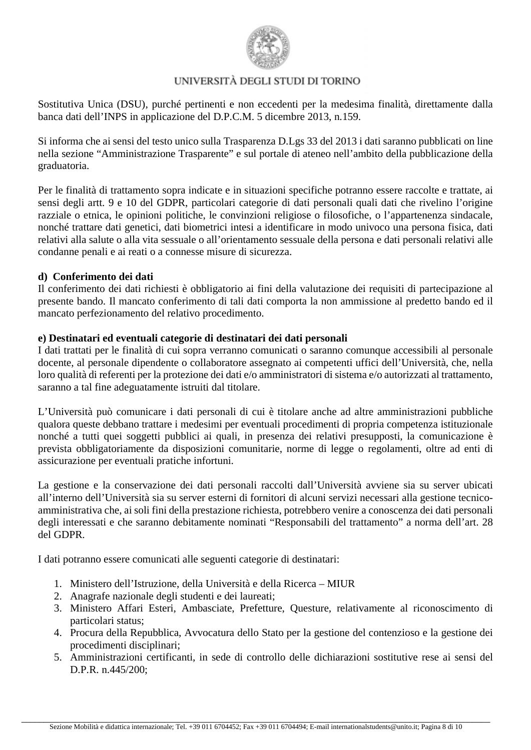Sostitutiva Unica (DSU), purché pertinenti e non eccedenti per la medesima finalità, direttamente dalla banca dati dell'INPS in applicazione del D.P.C.M. 5 dicembre 2013, n.159.

Si informa che ai sensi del testo unico sulla Trasparenza D.Lgs 33 del 2013 i dati saranno pubblicati on line nella sezione "Amministrazione Trasparente" e sul portale di ateneo nell'ambito della pubblicazione della graduatoria.

Per le finalità di trattamento sopra indicate e in situazioni specifiche potranno essere raccolte e trattate, ai sensi degli artt. 9 e 10 del GDPR, particolari categorie di dati personali quali dati che rivelino l'origine razziale o etnica, le opinioni politiche, le convinzioni religiose o filosofiche, o l'appartenenza sindacale, nonché trattare dati genetici, dati biometrici intesi a identificare in modo univoco una persona fisica, dati relativi alla salute o alla vita sessuale o all'orientamento sessuale della persona e dati personali relativi alle condanne penali e ai reati o a connesse misure di sicurezza.

**d) Conferimento dei dati**

Il conferimento dei dati richiesti è obbligatorio ai fini della valutazione dei requisiti di partecipazione al presente bando. Il mancato conferimento di tali dati comporta la non ammissione al predetto bando ed il mancato perfezionamento del relativo procedimento.

**e) Destinatari ed eventuali categorie di destinatari dei dati personali**

I dati trattati per le finalità di cui sopra verranno comunicati o saranno comunque accessibili al personale docente, al personale dipendente o collaboratore assegnato ai competenti uffici dell'Università, che, nella loro qualità di referenti per la protezione dei dati e/o amministratori di sistema e/o autorizzati al trattamento, saranno a tal fine adeguatamente istruiti dal titolare.

L'Università può comunicare i dati personali di cui è titolare anche ad altre amministrazioni pubbliche qualora queste debbano trattare i medesimi per eventuali procedimenti di propria competenza istituzionale nonché a tutti quei soggetti pubblici ai quali, in presenza dei relativi presupposti, la comunicazione è prevista obbligatoriamente da disposizioni comunitarie, norme di legge o regolamenti, oltre ad enti di assicurazione per eventuali pratiche infortuni.

La gestione e la conservazione dei dati personali raccolti dall'Università avviene sia su server ubicati all'interno dell'Università sia su server esterni di fornitori di alcuni servizi necessari alla gestione tecnico-amministrativa che, ai soli fini della prestazione richiesta, potrebbero venire a conoscenza dei dati personali degli interessati e che saranno debitamente nominati "Responsabili del trattamento" a norma dell'art. 28 del GDPR.

I dati potranno essere comunicati alle seguenti categorie di destinatari:

1. Ministero dell'Istruzione, della Università e della Ricerca – MIUR
2. Anagrafe nazionale degli studenti e dei laureati;
3. Ministero Affari Esteri, Ambasciate, Prefetture, Questure, relativamente al riconoscimento di particolari status;
4. Procura della Repubblica, Avvocatura dello Stato per la gestione del contenzioso e la gestione dei procedimenti disciplinari;
5. Amministrazioni certificanti, in sede di controllo delle dichiarazioni sostitutive rese ai sensi del D.P.R. n.445/200;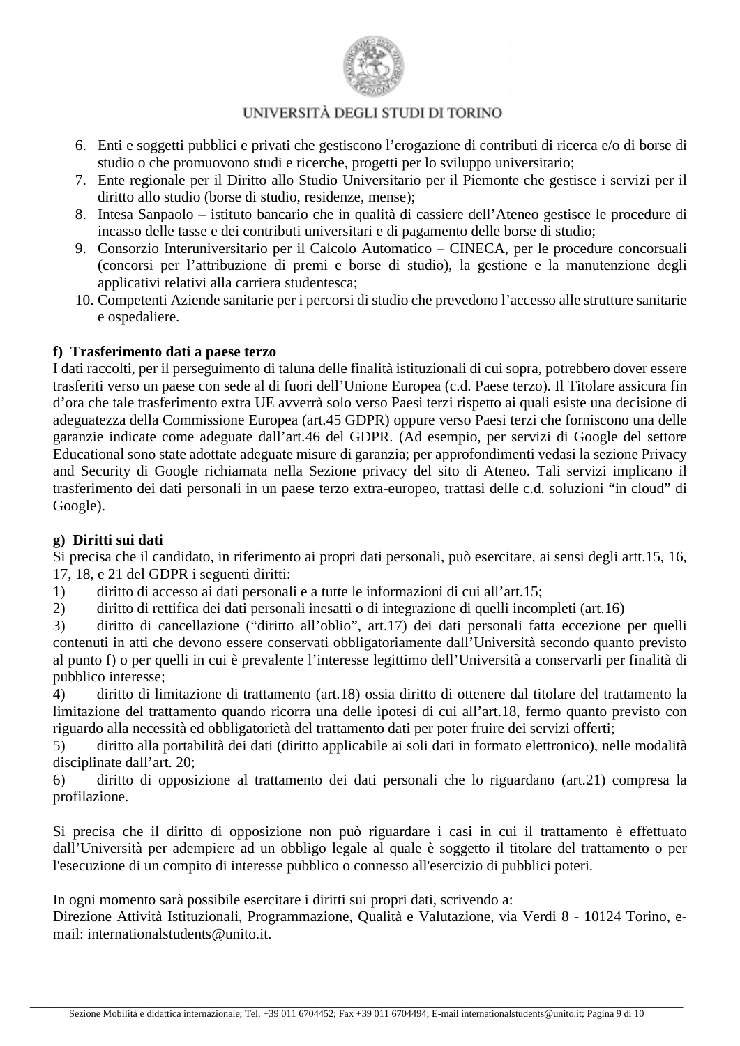6. Enti e soggetti pubblici e privati che gestiscono l’erogazione di contributi di ricerca e/o di borse di studio o che promuovono studi e ricerche, progetti per lo sviluppo universitario;
7. Ente regionale per il Diritto allo Studio Universitario per il Piemonte che gestisce i servizi per il diritto allo studio (borse di studio, residenze, mense);
8. Intesa Sanpaolo – istituto bancario che in qualità di cassiere dell’Ateneo gestisce le procedure di incasso delle tasse e dei contributi universitari e di pagamento delle borse di studio;
9. Consorzio Interuniversitario per il Calcolo Automatico – CINECA, per le procedure concorsuali (concorsi per l’attribuzione di premi e borse di studio), la gestione e la manutenzione degli applicativi relativi alla carriera studentesca;
10. Competenti Aziende sanitarie per i percorsi di studio che prevedono l’accesso alle strutture sanitarie e ospedaliere.

**f) Trasferimento dati a paese terzo**

I dati raccolti, per il perseguimento di taluna delle finalità istituzionali di cui sopra, potrebbero dover essere trasferiti verso un paese con sede al di fuori dell’Unione Europea (c.d. Paese terzo). Il Titolare assicura fin d’ora che tale trasferimento extra UE avverrà solo verso Paesi terzi rispetto ai quali esiste una decisione di adeguatezza della Commissione Europea (art.45 GDPR) oppure verso Paesi terzi che forniscono una delle garanzie indicate come adeguate dall’art.46 del GDPR. (Ad esempio, per servizi di Google del settore Educational sono state adottate adeguate misure di garanzia; per approfondimenti vedasi la sezione Privacy and Security di Google richiamata nella Sezione privacy del sito di Ateneo. Tali servizi implicano il trasferimento dei dati personali in un paese terzo extra-europeo, trattasi delle c.d. soluzioni “in cloud” di Google).

**g) Diritti sui dati**

Si precisa che il candidato, in riferimento ai propri dati personali, può esercitare, ai sensi degli artt.15, 16, 17, 18, e 21 del GDPR i seguenti diritti:

1) diritto di accesso ai dati personali e a tutte le informazioni di cui all’art.15;
2) diritto di rettifica dei dati personali inesatti o di integrazione di quelli incompleti (art.16)
3) diritto di cancellazione (“diritto all’oblio”, art.17) dei dati personali fatta eccezione per quelli contenuti in atti che devono essere conservati obbligatoriamente dall’Università secondo quanto previsto al punto f) o per quelli in cui è prevalente l’interesse legittimo dell’Università a conservarli per finalità di pubblico interesse;
4) diritto di limitazione di trattamento (art.18) ossia diritto di ottenere dal titolare del trattamento la limitazione del trattamento quando ricorra una delle ipotesi di cui all’art.18, fermo quanto previsto con riguardo alla necessità ed obbligatorietà del trattamento dati per poter fruire dei servizi offerti;
5) diritto alla portabilità dei dati (diritto applicabile ai soli dati in formato elettronico), nelle modalità disciplinate dall’art. 20;
6) diritto di opposizione al trattamento dei dati personali che lo riguardano (art.21) compresa la profilazione.

Si precisa che il diritto di opposizione non può riguardare i casi in cui il trattamento è effettuato dall’Università per adempiere ad un obbligo legale al quale è soggetto il titolare del trattamento o per l'esecuzione di un compito di interesse pubblico o connesso all'esercizio di pubblici poteri.

In ogni momento sarà possibile esercitare i diritti sui propri dati, scrivendo a:
Direzione Attività Istituzionali, Programmazione, Qualità e Valutazione, via Verdi 8 - 10124 Torino, e-mail: internationalstudents@unito.it.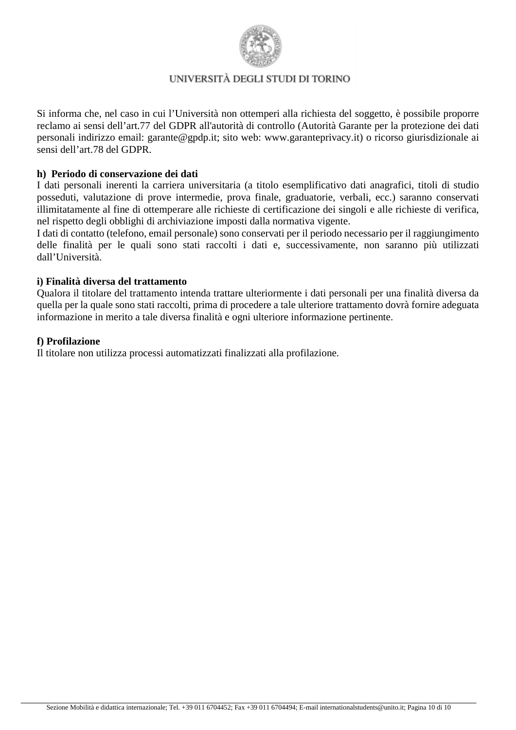Si informa che, nel caso in cui l'Università non ottemperi alla richiesta del soggetto, è possibile proporre reclamo ai sensi dell'art.77 del GDPR all'autorità di controllo (Autorità Garante per la protezione dei dati personali indirizzo email: garante@gpdp.it; sito web: www.garanteprivacy.it) o ricorso giurisdizionale ai sensi dell'art.78 del GDPR.

**h) Periodo di conservazione dei dati**

I dati personali inerenti la carriera universitaria (a titolo esemplificativo dati anagrafici, titoli di studio posseduti, valutazione di prove intermedie, prova finale, graduatorie, verbali, ecc.) saranno conservati illimitatamente al fine di ottemperare alle richieste di certificazione dei singoli e alle richieste di verifica, nel rispetto degli obblighi di archiviazione imposti dalla normativa vigente.

I dati di contatto (telefono, email personale) sono conservati per il periodo necessario per il raggiungimento delle finalità per le quali sono stati raccolti i dati e, successivamente, non saranno più utilizzati dall'Università.

**i) Finalità diversa del trattamento**

Qualora il titolare del trattamento intenda trattare ulteriormente i dati personali per una finalità diversa da quella per la quale sono stati raccolti, prima di procedere a tale ulteriore trattamento dovrà fornire adeguata informazione in merito a tale diversa finalità e ogni ulteriore informazione pertinente.

**f) Profilazione**

Il titolare non utilizza processi automatizzati finalizzati alla profilazione.